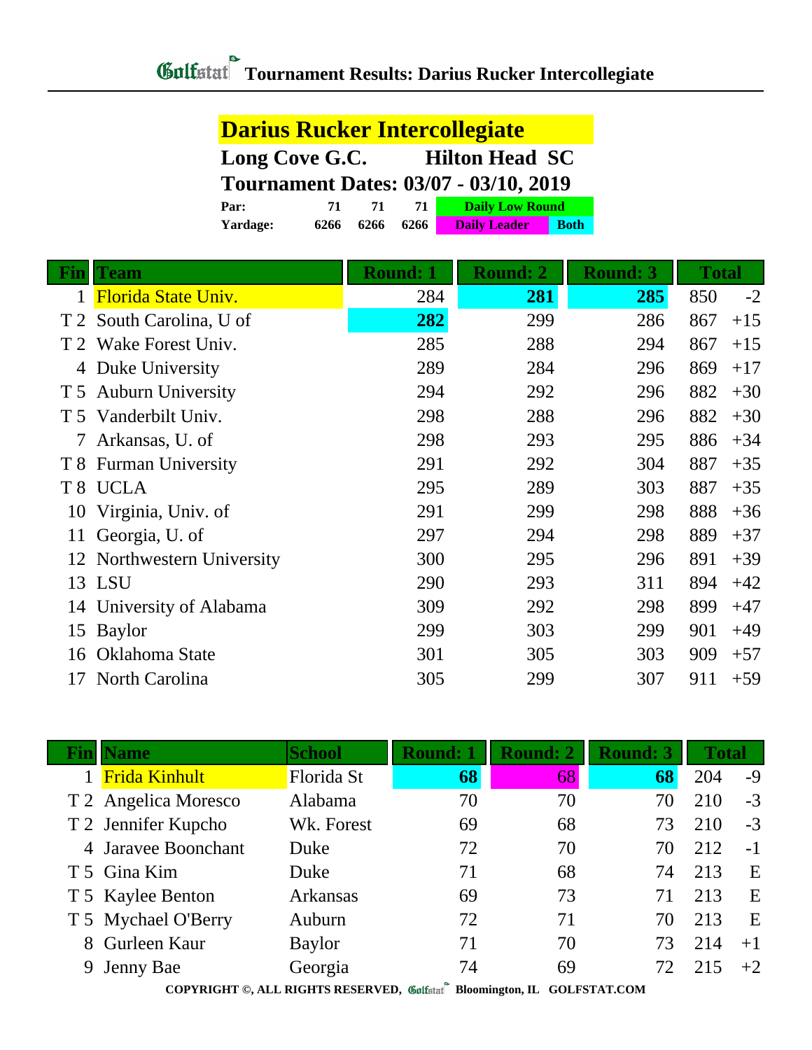# Golfstat Tournament Results: Darius Rucker Intercollegiate

## Darius Rucker Intercollegiate

**Long Cove G.C. — Hilton Head SC**

**Tournament Dates: 03/07 - 03/10, 2019**

| | | | | |
|---|---|---|---|---|
| **Par:** | 71 | 71 | 71 | Daily Low Round |
| **Yardage:** | 6266 | 6266 | 6266 | Daily Leader / Both |

| Fin | Team | Round: 1 | Round: 2 | Round: 3 | Total | |
|---|---|---|---|---|---|---|
| 1 | Florida State Univ. | 284 | **281** | **285** | 850 | -2 |
| T 2 | South Carolina, U of | **282** | 299 | 286 | 867 | +15 |
| T 2 | Wake Forest Univ. | 285 | 288 | 294 | 867 | +15 |
| 4 | Duke University | 289 | 284 | 296 | 869 | +17 |
| T 5 | Auburn University | 294 | 292 | 296 | 882 | +30 |
| T 5 | Vanderbilt Univ. | 298 | 288 | 296 | 882 | +30 |
| 7 | Arkansas, U. of | 298 | 293 | 295 | 886 | +34 |
| T 8 | Furman University | 291 | 292 | 304 | 887 | +35 |
| T 8 | UCLA | 295 | 289 | 303 | 887 | +35 |
| 10 | Virginia, Univ. of | 291 | 299 | 298 | 888 | +36 |
| 11 | Georgia, U. of | 297 | 294 | 298 | 889 | +37 |
| 12 | Northwestern University | 300 | 295 | 296 | 891 | +39 |
| 13 | LSU | 290 | 293 | 311 | 894 | +42 |
| 14 | University of Alabama | 309 | 292 | 298 | 899 | +47 |
| 15 | Baylor | 299 | 303 | 299 | 901 | +49 |
| 16 | Oklahoma State | 301 | 305 | 303 | 909 | +57 |
| 17 | North Carolina | 305 | 299 | 307 | 911 | +59 |

| Fin | Name | School | Round: 1 | Round: 2 | Round: 3 | Total | |
|---|---|---|---|---|---|---|---|
| 1 | Frida Kinhult | Florida St | **68** | 68 | **68** | 204 | -9 |
| T 2 | Angelica Moresco | Alabama | 70 | 70 | 70 | 210 | -3 |
| T 2 | Jennifer Kupcho | Wk. Forest | 69 | 68 | 73 | 210 | -3 |
| 4 | Jaravee Boonchant | Duke | 72 | 70 | 70 | 212 | -1 |
| T 5 | Gina Kim | Duke | 71 | 68 | 74 | 213 | E |
| T 5 | Kaylee Benton | Arkansas | 69 | 73 | 71 | 213 | E |
| T 5 | Mychael O'Berry | Auburn | 72 | 71 | 70 | 213 | E |
| 8 | Gurleen Kaur | Baylor | 71 | 70 | 73 | 214 | +1 |
| 9 | Jenny Bae | Georgia | 74 | 69 | 72 | 215 | +2 |

COPYRIGHT ©, ALL RIGHTS RESERVED, Golfstat Bloomington, IL GOLFSTAT.COM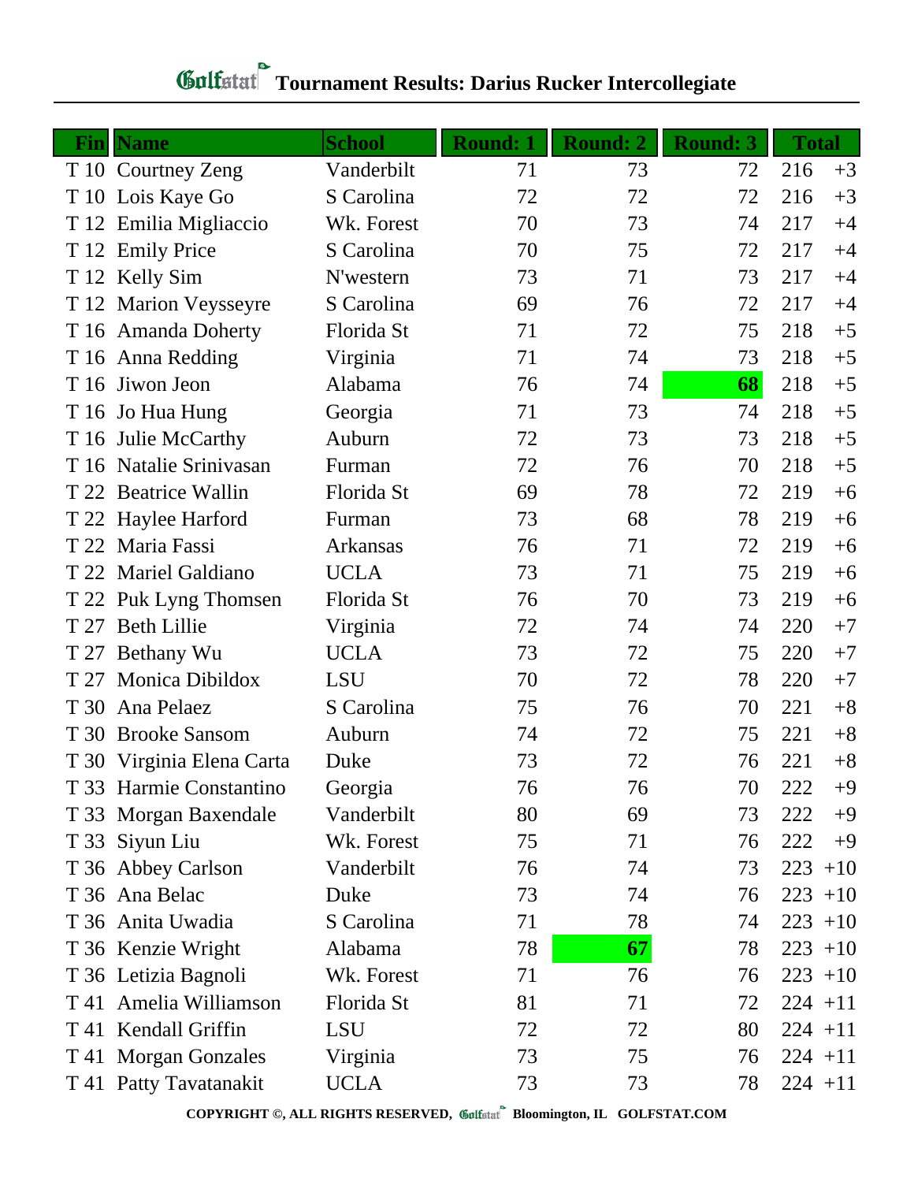# Golfstat Tournament Results: Darius Rucker Intercollegiate

| Fin | Name | School | Round: 1 | Round: 2 | Round: 3 | Total | |
|---|---|---|---|---|---|---|---|
| T 10 | Courtney Zeng | Vanderbilt | 71 | 73 | 72 | 216 | +3 |
| T 10 | Lois Kaye Go | S Carolina | 72 | 72 | 72 | 216 | +3 |
| T 12 | Emilia Migliaccio | Wk. Forest | 70 | 73 | 74 | 217 | +4 |
| T 12 | Emily Price | S Carolina | 70 | 75 | 72 | 217 | +4 |
| T 12 | Kelly Sim | N'western | 73 | 71 | 73 | 217 | +4 |
| T 12 | Marion Veysseyre | S Carolina | 69 | 76 | 72 | 217 | +4 |
| T 16 | Amanda Doherty | Florida St | 71 | 72 | 75 | 218 | +5 |
| T 16 | Anna Redding | Virginia | 71 | 74 | 73 | 218 | +5 |
| T 16 | Jiwon Jeon | Alabama | 76 | 74 | **68** | 218 | +5 |
| T 16 | Jo Hua Hung | Georgia | 71 | 73 | 74 | 218 | +5 |
| T 16 | Julie McCarthy | Auburn | 72 | 73 | 73 | 218 | +5 |
| T 16 | Natalie Srinivasan | Furman | 72 | 76 | 70 | 218 | +5 |
| T 22 | Beatrice Wallin | Florida St | 69 | 78 | 72 | 219 | +6 |
| T 22 | Haylee Harford | Furman | 73 | 68 | 78 | 219 | +6 |
| T 22 | Maria Fassi | Arkansas | 76 | 71 | 72 | 219 | +6 |
| T 22 | Mariel Galdiano | UCLA | 73 | 71 | 75 | 219 | +6 |
| T 22 | Puk Lyng Thomsen | Florida St | 76 | 70 | 73 | 219 | +6 |
| T 27 | Beth Lillie | Virginia | 72 | 74 | 74 | 220 | +7 |
| T 27 | Bethany Wu | UCLA | 73 | 72 | 75 | 220 | +7 |
| T 27 | Monica Dibildox | LSU | 70 | 72 | 78 | 220 | +7 |
| T 30 | Ana Pelaez | S Carolina | 75 | 76 | 70 | 221 | +8 |
| T 30 | Brooke Sansom | Auburn | 74 | 72 | 75 | 221 | +8 |
| T 30 | Virginia Elena Carta | Duke | 73 | 72 | 76 | 221 | +8 |
| T 33 | Harmie Constantino | Georgia | 76 | 76 | 70 | 222 | +9 |
| T 33 | Morgan Baxendale | Vanderbilt | 80 | 69 | 73 | 222 | +9 |
| T 33 | Siyun Liu | Wk. Forest | 75 | 71 | 76 | 222 | +9 |
| T 36 | Abbey Carlson | Vanderbilt | 76 | 74 | 73 | 223 | +10 |
| T 36 | Ana Belac | Duke | 73 | 74 | 76 | 223 | +10 |
| T 36 | Anita Uwadia | S Carolina | 71 | 78 | 74 | 223 | +10 |
| T 36 | Kenzie Wright | Alabama | 78 | **67** | 78 | 223 | +10 |
| T 36 | Letizia Bagnoli | Wk. Forest | 71 | 76 | 76 | 223 | +10 |
| T 41 | Amelia Williamson | Florida St | 81 | 71 | 72 | 224 | +11 |
| T 41 | Kendall Griffin | LSU | 72 | 72 | 80 | 224 | +11 |
| T 41 | Morgan Gonzales | Virginia | 73 | 75 | 76 | 224 | +11 |
| T 41 | Patty Tavatanakit | UCLA | 73 | 73 | 78 | 224 | +11 |

COPYRIGHT ©, ALL RIGHTS RESERVED, Golfstat Bloomington, IL GOLFSTAT.COM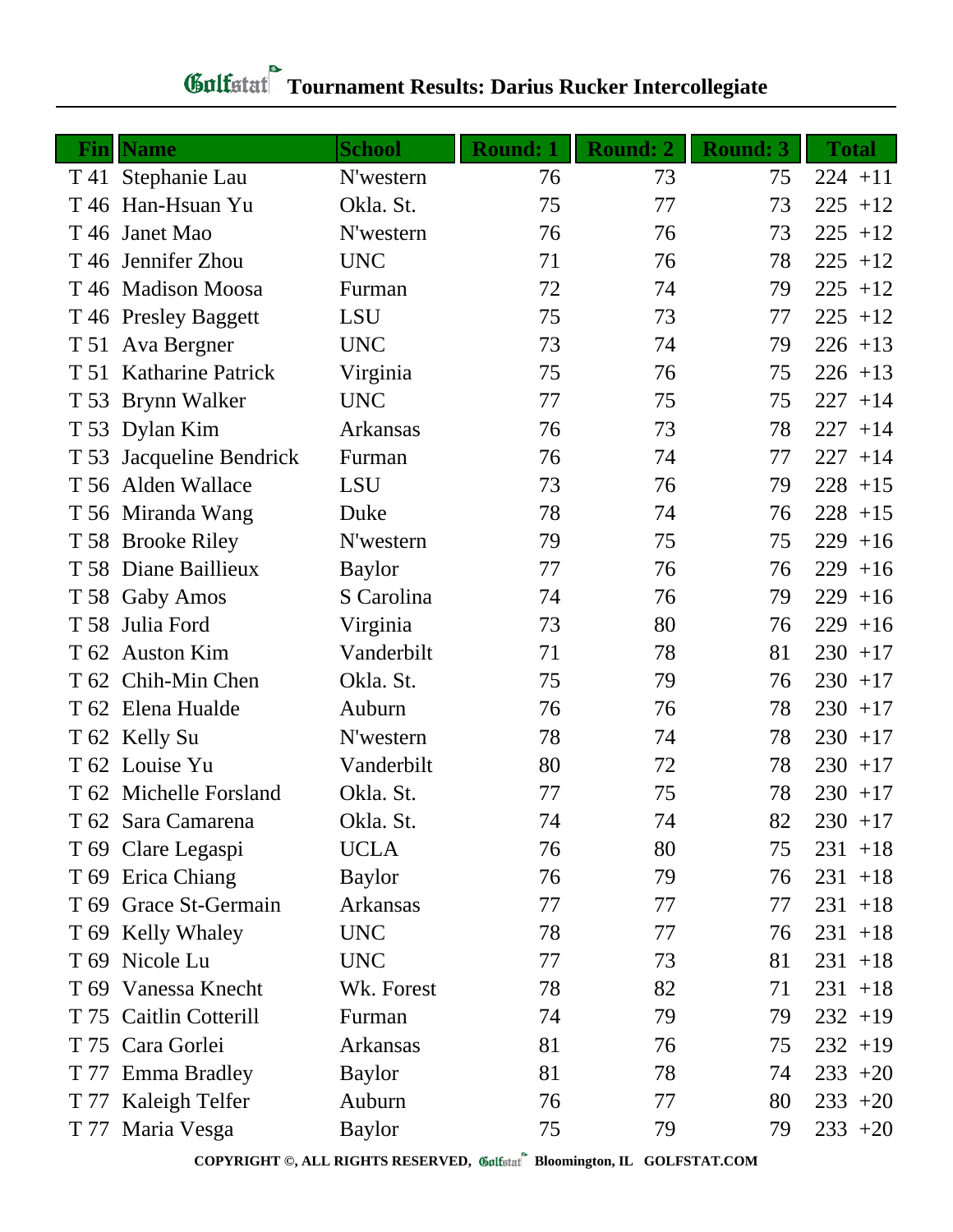# Golfstat Tournament Results: Darius Rucker Intercollegiate

| Fin | Name | School | Round: 1 | Round: 2 | Round: 3 | Total | |
|---|---|---|---|---|---|---|---|
| T 41 | Stephanie Lau | N'western | 76 | 73 | 75 | 224 | +11 |
| T 46 | Han-Hsuan Yu | Okla. St. | 75 | 77 | 73 | 225 | +12 |
| T 46 | Janet Mao | N'western | 76 | 76 | 73 | 225 | +12 |
| T 46 | Jennifer Zhou | UNC | 71 | 76 | 78 | 225 | +12 |
| T 46 | Madison Moosa | Furman | 72 | 74 | 79 | 225 | +12 |
| T 46 | Presley Baggett | LSU | 75 | 73 | 77 | 225 | +12 |
| T 51 | Ava Bergner | UNC | 73 | 74 | 79 | 226 | +13 |
| T 51 | Katharine Patrick | Virginia | 75 | 76 | 75 | 226 | +13 |
| T 53 | Brynn Walker | UNC | 77 | 75 | 75 | 227 | +14 |
| T 53 | Dylan Kim | Arkansas | 76 | 73 | 78 | 227 | +14 |
| T 53 | Jacqueline Bendrick | Furman | 76 | 74 | 77 | 227 | +14 |
| T 56 | Alden Wallace | LSU | 73 | 76 | 79 | 228 | +15 |
| T 56 | Miranda Wang | Duke | 78 | 74 | 76 | 228 | +15 |
| T 58 | Brooke Riley | N'western | 79 | 75 | 75 | 229 | +16 |
| T 58 | Diane Baillieux | Baylor | 77 | 76 | 76 | 229 | +16 |
| T 58 | Gaby Amos | S Carolina | 74 | 76 | 79 | 229 | +16 |
| T 58 | Julia Ford | Virginia | 73 | 80 | 76 | 229 | +16 |
| T 62 | Auston Kim | Vanderbilt | 71 | 78 | 81 | 230 | +17 |
| T 62 | Chih-Min Chen | Okla. St. | 75 | 79 | 76 | 230 | +17 |
| T 62 | Elena Hualde | Auburn | 76 | 76 | 78 | 230 | +17 |
| T 62 | Kelly Su | N'western | 78 | 74 | 78 | 230 | +17 |
| T 62 | Louise Yu | Vanderbilt | 80 | 72 | 78 | 230 | +17 |
| T 62 | Michelle Forsland | Okla. St. | 77 | 75 | 78 | 230 | +17 |
| T 62 | Sara Camarena | Okla. St. | 74 | 74 | 82 | 230 | +17 |
| T 69 | Clare Legaspi | UCLA | 76 | 80 | 75 | 231 | +18 |
| T 69 | Erica Chiang | Baylor | 76 | 79 | 76 | 231 | +18 |
| T 69 | Grace St-Germain | Arkansas | 77 | 77 | 77 | 231 | +18 |
| T 69 | Kelly Whaley | UNC | 78 | 77 | 76 | 231 | +18 |
| T 69 | Nicole Lu | UNC | 77 | 73 | 81 | 231 | +18 |
| T 69 | Vanessa Knecht | Wk. Forest | 78 | 82 | 71 | 231 | +18 |
| T 75 | Caitlin Cotterill | Furman | 74 | 79 | 79 | 232 | +19 |
| T 75 | Cara Gorlei | Arkansas | 81 | 76 | 75 | 232 | +19 |
| T 77 | Emma Bradley | Baylor | 81 | 78 | 74 | 233 | +20 |
| T 77 | Kaleigh Telfer | Auburn | 76 | 77 | 80 | 233 | +20 |
| T 77 | Maria Vesga | Baylor | 75 | 79 | 79 | 233 | +20 |

COPYRIGHT ©, ALL RIGHTS RESERVED, Golfstat Bloomington, IL GOLFSTAT.COM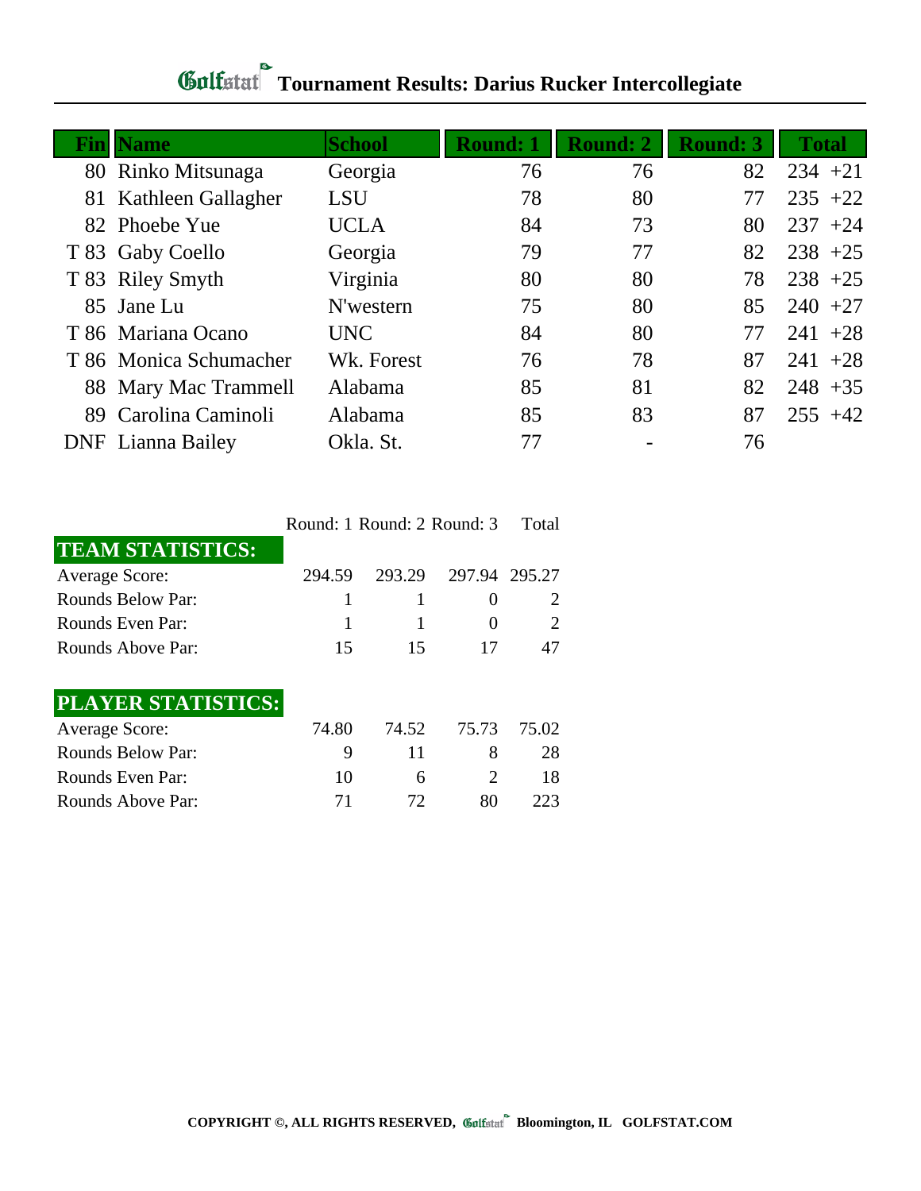# Golfstat Tournament Results: Darius Rucker Intercollegiate

| Fin | Name | School | Round: 1 | Round: 2 | Round: 3 | Total | |
|---|---|---|---|---|---|---|---|
| 80 | Rinko Mitsunaga | Georgia | 76 | 76 | 82 | 234 | +21 |
| 81 | Kathleen Gallagher | LSU | 78 | 80 | 77 | 235 | +22 |
| 82 | Phoebe Yue | UCLA | 84 | 73 | 80 | 237 | +24 |
| T 83 | Gaby Coello | Georgia | 79 | 77 | 82 | 238 | +25 |
| T 83 | Riley Smyth | Virginia | 80 | 80 | 78 | 238 | +25 |
| 85 | Jane Lu | N'western | 75 | 80 | 85 | 240 | +27 |
| T 86 | Mariana Ocano | UNC | 84 | 80 | 77 | 241 | +28 |
| T 86 | Monica Schumacher | Wk. Forest | 76 | 78 | 87 | 241 | +28 |
| 88 | Mary Mac Trammell | Alabama | 85 | 81 | 82 | 248 | +35 |
| 89 | Carolina Caminoli | Alabama | 85 | 83 | 87 | 255 | +42 |
| DNF | Lianna Bailey | Okla. St. | 77 | - | 76 | | |

| TEAM STATISTICS: | Round: 1 | Round: 2 | Round: 3 | Total |
|---|---|---|---|---|
| Average Score: | 294.59 | 293.29 | 297.94 | 295.27 |
| Rounds Below Par: | 1 | 1 | 0 | 2 |
| Rounds Even Par: | 1 | 1 | 0 | 2 |
| Rounds Above Par: | 15 | 15 | 17 | 47 |

| PLAYER STATISTICS: | Round: 1 | Round: 2 | Round: 3 | Total |
|---|---|---|---|---|
| Average Score: | 74.80 | 74.52 | 75.73 | 75.02 |
| Rounds Below Par: | 9 | 11 | 8 | 28 |
| Rounds Even Par: | 10 | 6 | 2 | 18 |
| Rounds Above Par: | 71 | 72 | 80 | 223 |

COPYRIGHT ©, ALL RIGHTS RESERVED, Golfstat Bloomington, IL GOLFSTAT.COM